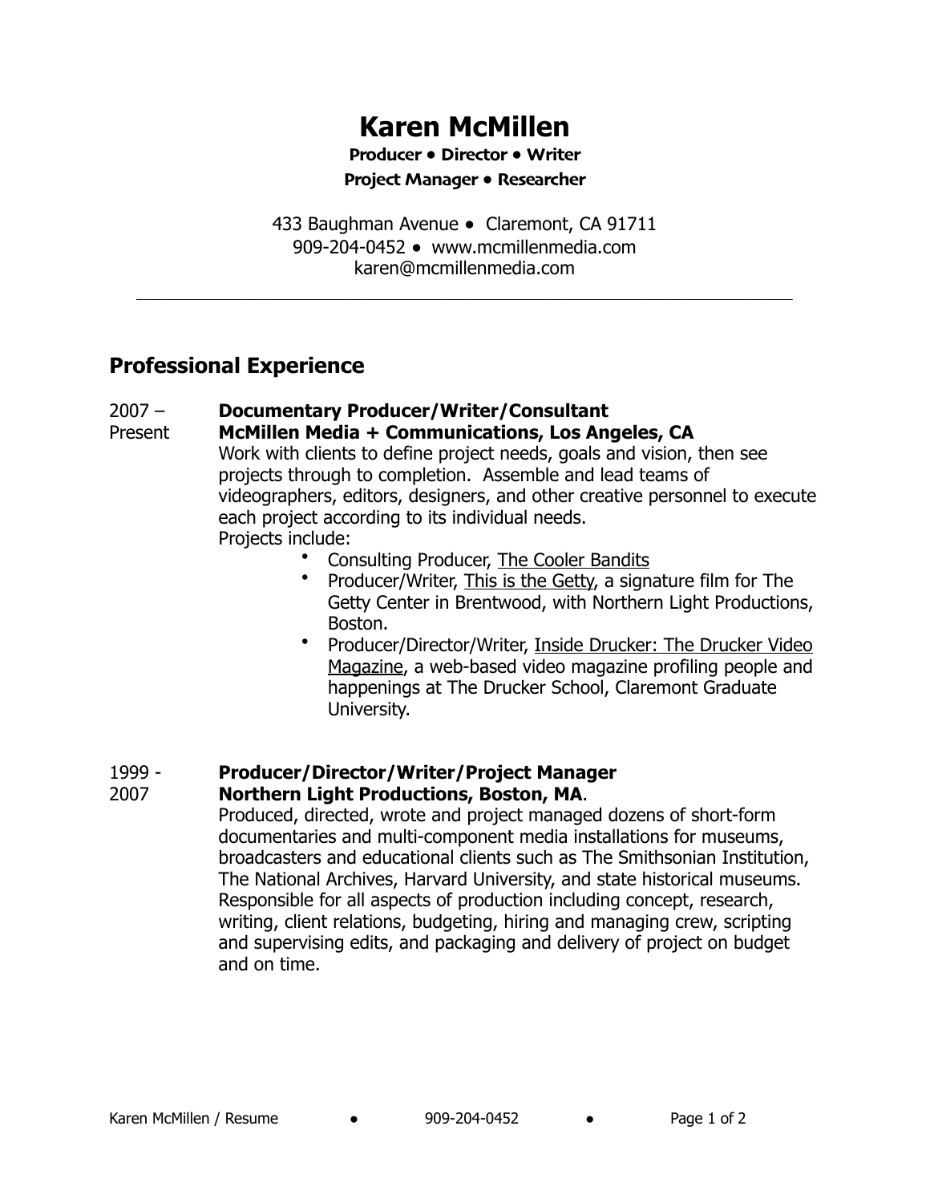# Karen McMillen

**Producer • Director • Writer**
**Project Manager • Researcher**

433 Baughman Avenue • Claremont, CA 91711
909-204-0452 • www.mcmillenmedia.com
karen@mcmillenmedia.com

---

## Professional Experience

2007 – Present

**Documentary Producer/Writer/Consultant**
**McMillen Media + Communications, Los Angeles, CA**

Work with clients to define project needs, goals and vision, then see projects through to completion. Assemble and lead teams of videographers, editors, designers, and other creative personnel to execute each project according to its individual needs.

Projects include:

- Consulting Producer, <u>The Cooler Bandits</u>
- Producer/Writer, <u>This is the Getty</u>, a signature film for The Getty Center in Brentwood, with Northern Light Productions, Boston.
- Producer/Director/Writer, <u>Inside Drucker: The Drucker Video Magazine</u>, a web-based video magazine profiling people and happenings at The Drucker School, Claremont Graduate University.

1999 - 2007

**Producer/Director/Writer/Project Manager**
**Northern Light Productions, Boston, MA**.

Produced, directed, wrote and project managed dozens of short-form documentaries and multi-component media installations for museums, broadcasters and educational clients such as The Smithsonian Institution, The National Archives, Harvard University, and state historical museums. Responsible for all aspects of production including concept, research, writing, client relations, budgeting, hiring and managing crew, scripting and supervising edits, and packaging and delivery of project on budget and on time.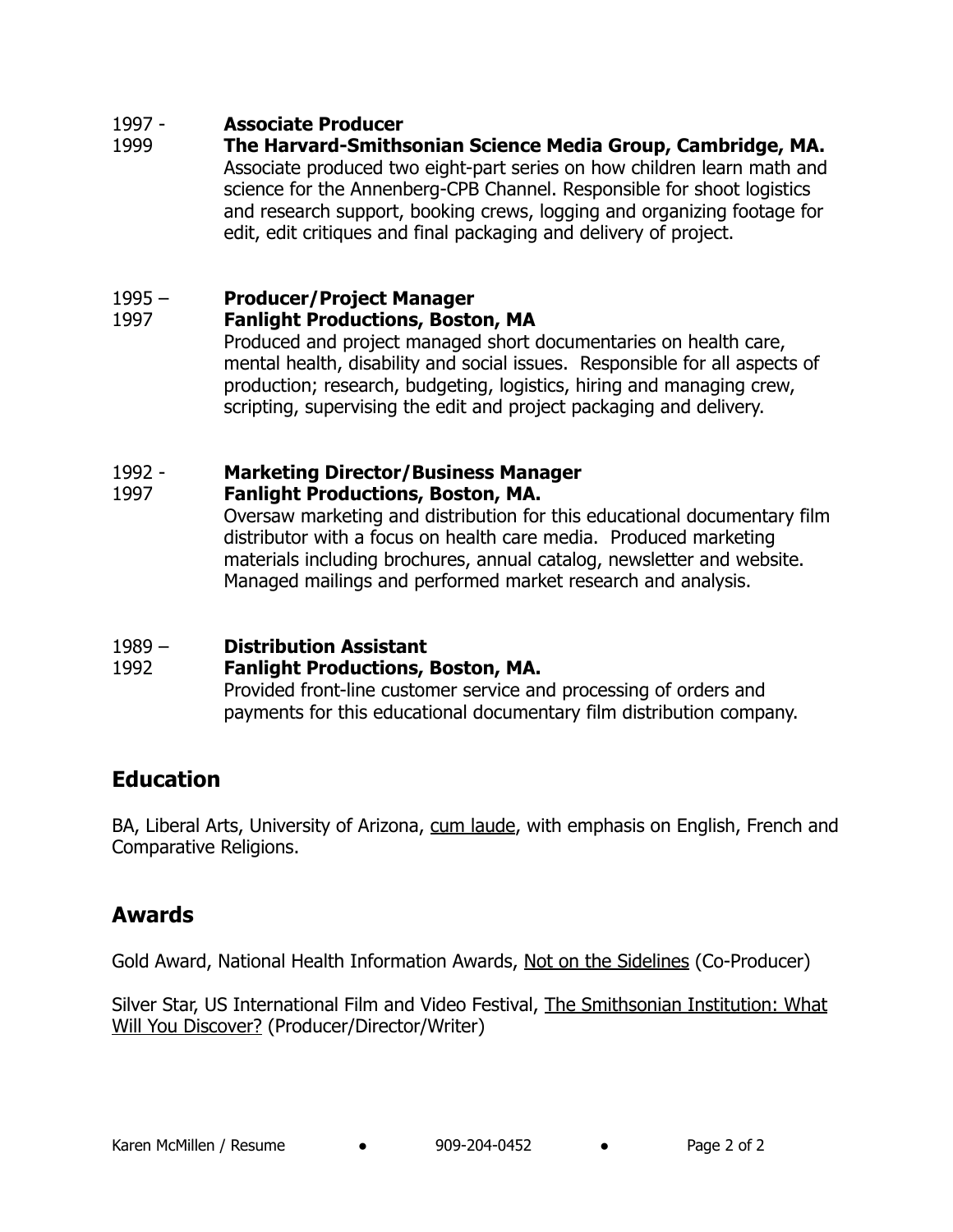1997 - 1999 **Associate Producer**
**The Harvard-Smithsonian Science Media Group, Cambridge, MA.**
Associate produced two eight-part series on how children learn math and science for the Annenberg-CPB Channel. Responsible for shoot logistics and research support, booking crews, logging and organizing footage for edit, edit critiques and final packaging and delivery of project.

1995 – 1997 **Producer/Project Manager**
**Fanlight Productions, Boston, MA**
Produced and project managed short documentaries on health care, mental health, disability and social issues. Responsible for all aspects of production; research, budgeting, logistics, hiring and managing crew, scripting, supervising the edit and project packaging and delivery.

1992 - 1997 **Marketing Director/Business Manager**
**Fanlight Productions, Boston, MA.**
Oversaw marketing and distribution for this educational documentary film distributor with a focus on health care media. Produced marketing materials including brochures, annual catalog, newsletter and website. Managed mailings and performed market research and analysis.

1989 – 1992 **Distribution Assistant**
**Fanlight Productions, Boston, MA.**
Provided front-line customer service and processing of orders and payments for this educational documentary film distribution company.

## Education

BA, Liberal Arts, University of Arizona, cum laude, with emphasis on English, French and Comparative Religions.

## Awards

Gold Award, National Health Information Awards, Not on the Sidelines (Co-Producer)

Silver Star, US International Film and Video Festival, The Smithsonian Institution: What Will You Discover? (Producer/Director/Writer)